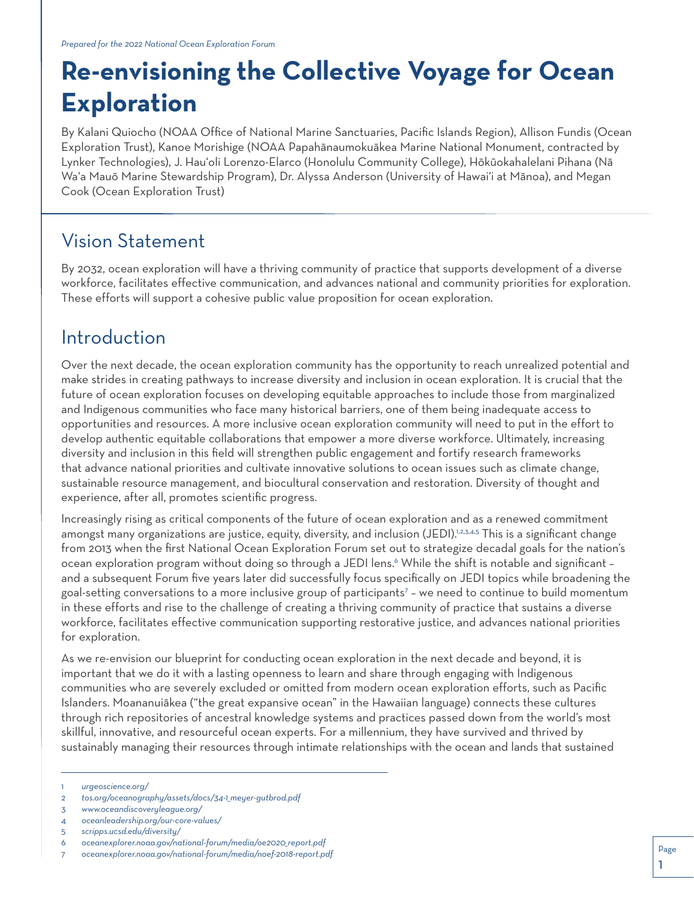*Prepared for the 2022 National Ocean Exploration Forum*

# Re-envisioning the Collective Voyage for Ocean Exploration

By Kalani Quiocho (NOAA Office of National Marine Sanctuaries, Pacific Islands Region), Allison Fundis (Ocean Exploration Trust), Kanoe Morishige (NOAA Papahānaumokuākea Marine National Monument, contracted by Lynker Technologies), J. Hau'oli Lorenzo-Elarco (Honolulu Community College), Hōkūokahalelani Pihana (Nā Wa'a Mauō Marine Stewardship Program), Dr. Alyssa Anderson (University of Hawai'i at Mānoa), and Megan Cook (Ocean Exploration Trust)

## Vision Statement

By 2032, ocean exploration will have a thriving community of practice that supports development of a diverse workforce, facilitates effective communication, and advances national and community priorities for exploration. These efforts will support a cohesive public value proposition for ocean exploration.

## Introduction

Over the next decade, the ocean exploration community has the opportunity to reach unrealized potential and make strides in creating pathways to increase diversity and inclusion in ocean exploration. It is crucial that the future of ocean exploration focuses on developing equitable approaches to include those from marginalized and Indigenous communities who face many historical barriers, one of them being inadequate access to opportunities and resources. A more inclusive ocean exploration community will need to put in the effort to develop authentic equitable collaborations that empower a more diverse workforce. Ultimately, increasing diversity and inclusion in this field will strengthen public engagement and fortify research frameworks that advance national priorities and cultivate innovative solutions to ocean issues such as climate change, sustainable resource management, and biocultural conservation and restoration. Diversity of thought and experience, after all, promotes scientific progress.

Increasingly rising as critical components of the future of ocean exploration and as a renewed commitment amongst many organizations are justice, equity, diversity, and inclusion (JEDI).[1,2,3,4,5] This is a significant change from 2013 when the first National Ocean Exploration Forum set out to strategize decadal goals for the nation's ocean exploration program without doing so through a JEDI lens.[6] While the shift is notable and significant – and a subsequent Forum five years later did successfully focus specifically on JEDI topics while broadening the goal-setting conversations to a more inclusive group of participants[7] – we need to continue to build momentum in these efforts and rise to the challenge of creating a thriving community of practice that sustains a diverse workforce, facilitates effective communication supporting restorative justice, and advances national priorities for exploration.

As we re-envision our blueprint for conducting ocean exploration in the next decade and beyond, it is important that we do it with a lasting openness to learn and share through engaging with Indigenous communities who are severely excluded or omitted from modern ocean exploration efforts, such as Pacific Islanders. Moananuiākea ("the great expansive ocean" in the Hawaiian language) connects these cultures through rich repositories of ancestral knowledge systems and practices passed down from the world's most skillful, innovative, and resourceful ocean experts. For a millennium, they have survived and thrived by sustainably managing their resources through intimate relationships with the ocean and lands that sustained

1 *urgeoscience.org/*
2 *tos.org/oceanography/assets/docs/34-1_meyer-gutbrod.pdf*
3 *www.oceandiscoveryleague.org/*
4 *oceanleadership.org/our-core-values/*
5 *scripps.ucsd.edu/diversity/*
6 *oceanexplorer.noaa.gov/national-forum/media/oe2020_report.pdf*
7 *oceanexplorer.noaa.gov/national-forum/media/noef-2018-report.pdf*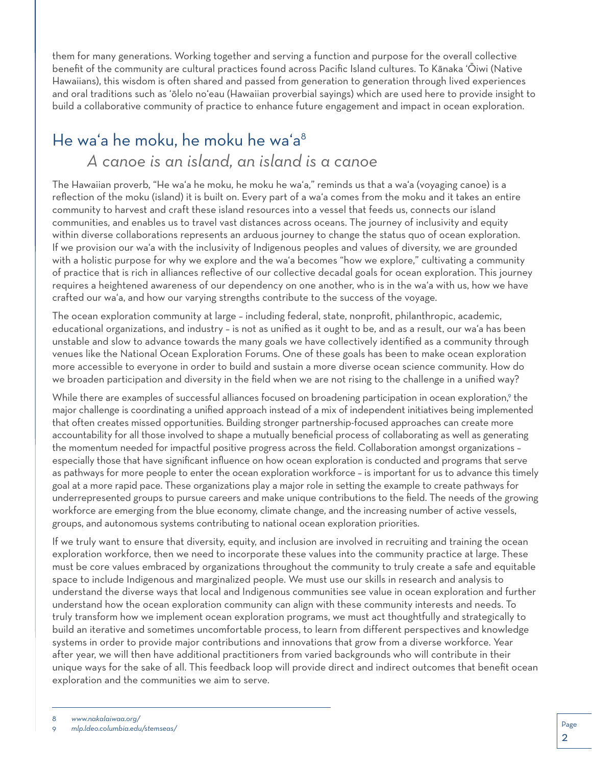them for many generations. Working together and serving a function and purpose for the overall collective benefit of the community are cultural practices found across Pacific Island cultures. To Kānaka ʻŌiwi (Native Hawaiians), this wisdom is often shared and passed from generation to generation through lived experiences and oral traditions such as ʻōlelo noʻeau (Hawaiian proverbial sayings) which are used here to provide insight to build a collaborative community of practice to enhance future engagement and impact in ocean exploration.

## He waʻa he moku, he moku he waʻa[8]

### *A canoe is an island, an island is a canoe*

The Hawaiian proverb, "He waʻa he moku, he moku he waʻa," reminds us that a waʻa (voyaging canoe) is a reflection of the moku (island) it is built on. Every part of a waʻa comes from the moku and it takes an entire community to harvest and craft these island resources into a vessel that feeds us, connects our island communities, and enables us to travel vast distances across oceans. The journey of inclusivity and equity within diverse collaborations represents an arduous journey to change the status quo of ocean exploration. If we provision our waʻa with the inclusivity of Indigenous peoples and values of diversity, we are grounded with a holistic purpose for why we explore and the waʻa becomes "how we explore," cultivating a community of practice that is rich in alliances reflective of our collective decadal goals for ocean exploration. This journey requires a heightened awareness of our dependency on one another, who is in the waʻa with us, how we have crafted our waʻa, and how our varying strengths contribute to the success of the voyage.

The ocean exploration community at large – including federal, state, nonprofit, philanthropic, academic, educational organizations, and industry – is not as unified as it ought to be, and as a result, our waʻa has been unstable and slow to advance towards the many goals we have collectively identified as a community through venues like the National Ocean Exploration Forums. One of these goals has been to make ocean exploration more accessible to everyone in order to build and sustain a more diverse ocean science community. How do we broaden participation and diversity in the field when we are not rising to the challenge in a unified way?

While there are examples of successful alliances focused on broadening participation in ocean exploration,[9] the major challenge is coordinating a unified approach instead of a mix of independent initiatives being implemented that often creates missed opportunities. Building stronger partnership-focused approaches can create more accountability for all those involved to shape a mutually beneficial process of collaborating as well as generating the momentum needed for impactful positive progress across the field. Collaboration amongst organizations – especially those that have significant influence on how ocean exploration is conducted and programs that serve as pathways for more people to enter the ocean exploration workforce – is important for us to advance this timely goal at a more rapid pace. These organizations play a major role in setting the example to create pathways for underrepresented groups to pursue careers and make unique contributions to the field. The needs of the growing workforce are emerging from the blue economy, climate change, and the increasing number of active vessels, groups, and autonomous systems contributing to national ocean exploration priorities.

If we truly want to ensure that diversity, equity, and inclusion are involved in recruiting and training the ocean exploration workforce, then we need to incorporate these values into the community practice at large. These must be core values embraced by organizations throughout the community to truly create a safe and equitable space to include Indigenous and marginalized people. We must use our skills in research and analysis to understand the diverse ways that local and Indigenous communities see value in ocean exploration and further understand how the ocean exploration community can align with these community interests and needs. To truly transform how we implement ocean exploration programs, we must act thoughtfully and strategically to build an iterative and sometimes uncomfortable process, to learn from different perspectives and knowledge systems in order to provide major contributions and innovations that grow from a diverse workforce. Year after year, we will then have additional practitioners from varied backgrounds who will contribute in their unique ways for the sake of all. This feedback loop will provide direct and indirect outcomes that benefit ocean exploration and the communities we aim to serve.

---

8 *www.nakalaiwaa.org/*

9 *mlp.ldeo.columbia.edu/stemseas/*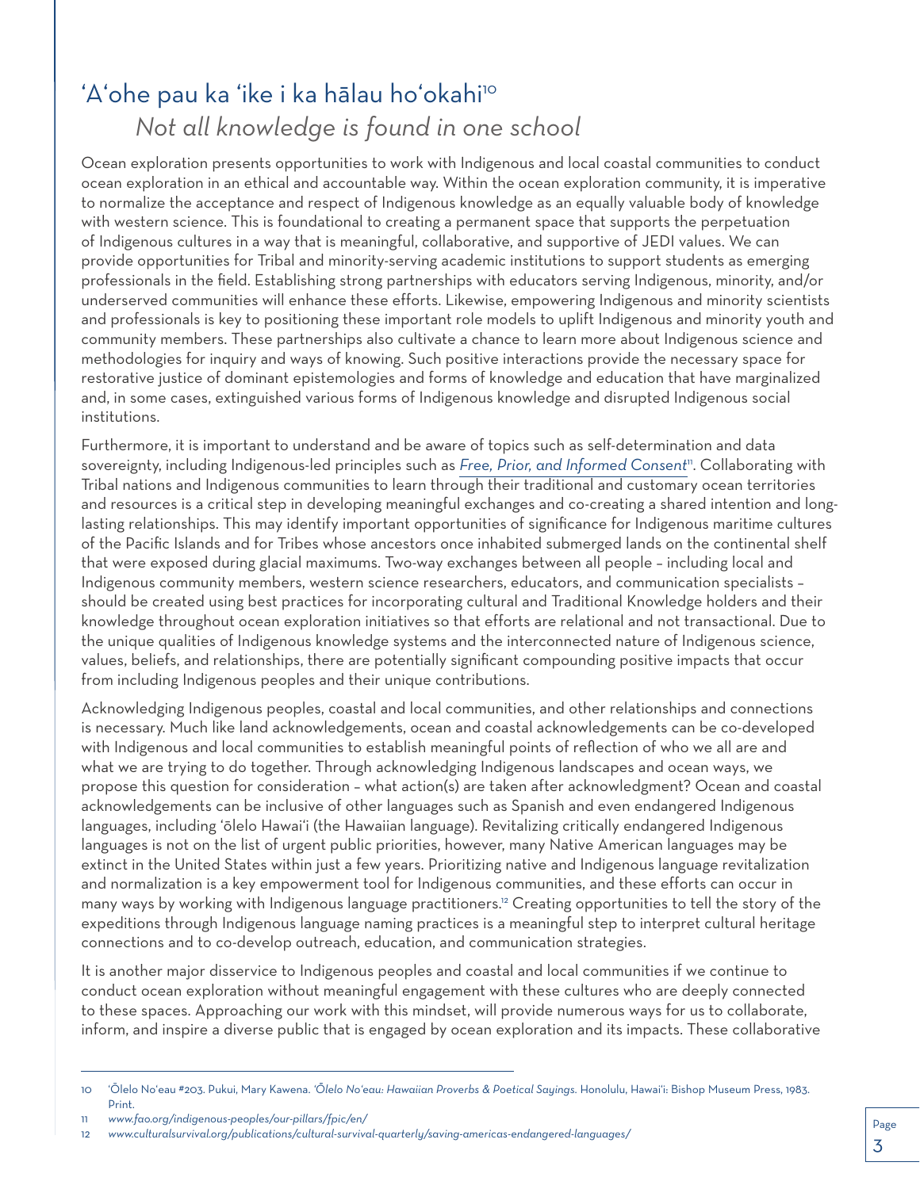## ʻAʻohe pau ka ʻike i ka hālau hoʻokahi[10]

*Not all knowledge is found in one school*

Ocean exploration presents opportunities to work with Indigenous and local coastal communities to conduct ocean exploration in an ethical and accountable way. Within the ocean exploration community, it is imperative to normalize the acceptance and respect of Indigenous knowledge as an equally valuable body of knowledge with western science. This is foundational to creating a permanent space that supports the perpetuation of Indigenous cultures in a way that is meaningful, collaborative, and supportive of JEDI values. We can provide opportunities for Tribal and minority-serving academic institutions to support students as emerging professionals in the field. Establishing strong partnerships with educators serving Indigenous, minority, and/or underserved communities will enhance these efforts. Likewise, empowering Indigenous and minority scientists and professionals is key to positioning these important role models to uplift Indigenous and minority youth and community members. These partnerships also cultivate a chance to learn more about Indigenous science and methodologies for inquiry and ways of knowing. Such positive interactions provide the necessary space for restorative justice of dominant epistemologies and forms of knowledge and education that have marginalized and, in some cases, extinguished various forms of Indigenous knowledge and disrupted Indigenous social institutions.

Furthermore, it is important to understand and be aware of topics such as self-determination and data sovereignty, including Indigenous-led principles such as *Free, Prior, and Informed Consent*[11]. Collaborating with Tribal nations and Indigenous communities to learn through their traditional and customary ocean territories and resources is a critical step in developing meaningful exchanges and co-creating a shared intention and long-lasting relationships. This may identify important opportunities of significance for Indigenous maritime cultures of the Pacific Islands and for Tribes whose ancestors once inhabited submerged lands on the continental shelf that were exposed during glacial maximums. Two-way exchanges between all people – including local and Indigenous community members, western science researchers, educators, and communication specialists – should be created using best practices for incorporating cultural and Traditional Knowledge holders and their knowledge throughout ocean exploration initiatives so that efforts are relational and not transactional. Due to the unique qualities of Indigenous knowledge systems and the interconnected nature of Indigenous science, values, beliefs, and relationships, there are potentially significant compounding positive impacts that occur from including Indigenous peoples and their unique contributions.

Acknowledging Indigenous peoples, coastal and local communities, and other relationships and connections is necessary. Much like land acknowledgements, ocean and coastal acknowledgements can be co-developed with Indigenous and local communities to establish meaningful points of reflection of who we all are and what we are trying to do together. Through acknowledging Indigenous landscapes and ocean ways, we propose this question for consideration – what action(s) are taken after acknowledgment? Ocean and coastal acknowledgements can be inclusive of other languages such as Spanish and even endangered Indigenous languages, including ʻōlelo Hawaiʻi (the Hawaiian language). Revitalizing critically endangered Indigenous languages is not on the list of urgent public priorities, however, many Native American languages may be extinct in the United States within just a few years. Prioritizing native and Indigenous language revitalization and normalization is a key empowerment tool for Indigenous communities, and these efforts can occur in many ways by working with Indigenous language practitioners.[12] Creating opportunities to tell the story of the expeditions through Indigenous language naming practices is a meaningful step to interpret cultural heritage connections and to co-develop outreach, education, and communication strategies.

It is another major disservice to Indigenous peoples and coastal and local communities if we continue to conduct ocean exploration without meaningful engagement with these cultures who are deeply connected to these spaces. Approaching our work with this mindset, will provide numerous ways for us to collaborate, inform, and inspire a diverse public that is engaged by ocean exploration and its impacts. These collaborative

---

10 ʻŌlelo Noʻeau #203. Pukui, Mary Kawena. *ʻŌlelo Noʻeau: Hawaiian Proverbs & Poetical Sayings.* Honolulu, Hawaiʻi: Bishop Museum Press, 1983. Print.

11 *www.fao.org/indigenous-peoples/our-pillars/fpic/en/*

12 *www.culturalsurvival.org/publications/cultural-survival-quarterly/saving-americas-endangered-languages/*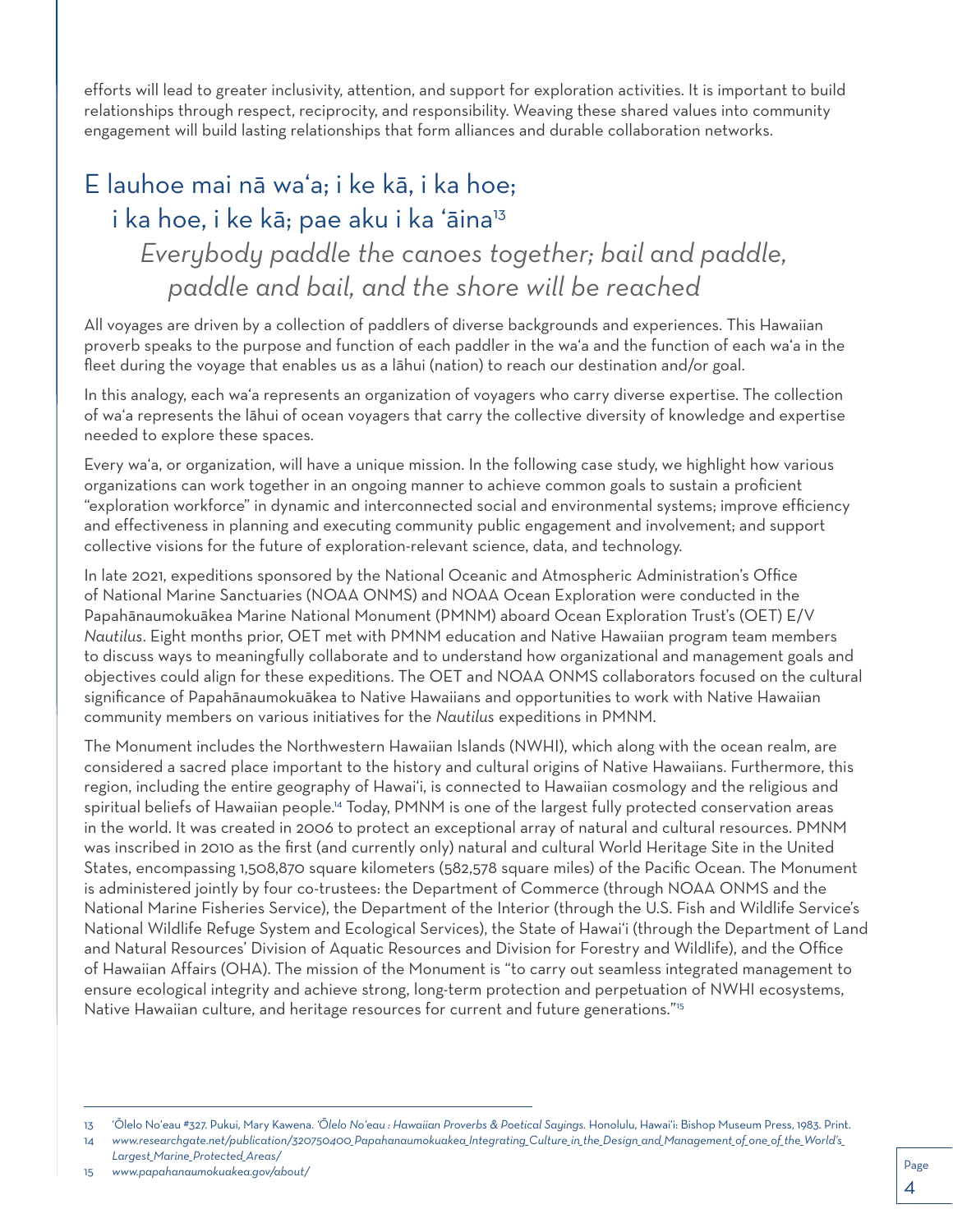efforts will lead to greater inclusivity, attention, and support for exploration activities. It is important to build relationships through respect, reciprocity, and responsibility. Weaving these shared values into community engagement will build lasting relationships that form alliances and durable collaboration networks.

## E lauhoe mai nā wa'a; i ke kā, i ka hoe; i ka hoe, i ke kā; pae aku i ka 'āina[13]

### *Everybody paddle the canoes together; bail and paddle, paddle and bail, and the shore will be reached*

All voyages are driven by a collection of paddlers of diverse backgrounds and experiences. This Hawaiian proverb speaks to the purpose and function of each paddler in the wa'a and the function of each wa'a in the fleet during the voyage that enables us as a lāhui (nation) to reach our destination and/or goal.

In this analogy, each wa'a represents an organization of voyagers who carry diverse expertise. The collection of wa'a represents the lāhui of ocean voyagers that carry the collective diversity of knowledge and expertise needed to explore these spaces.

Every wa'a, or organization, will have a unique mission. In the following case study, we highlight how various organizations can work together in an ongoing manner to achieve common goals to sustain a proficient "exploration workforce" in dynamic and interconnected social and environmental systems; improve efficiency and effectiveness in planning and executing community public engagement and involvement; and support collective visions for the future of exploration-relevant science, data, and technology.

In late 2021, expeditions sponsored by the National Oceanic and Atmospheric Administration's Office of National Marine Sanctuaries (NOAA ONMS) and NOAA Ocean Exploration were conducted in the Papahānaumokuākea Marine National Monument (PMNM) aboard Ocean Exploration Trust's (OET) E/V *Nautilus*. Eight months prior, OET met with PMNM education and Native Hawaiian program team members to discuss ways to meaningfully collaborate and to understand how organizational and management goals and objectives could align for these expeditions. The OET and NOAA ONMS collaborators focused on the cultural significance of Papahānaumokuākea to Native Hawaiians and opportunities to work with Native Hawaiian community members on various initiatives for the *Nautilus* expeditions in PMNM.

The Monument includes the Northwestern Hawaiian Islands (NWHI), which along with the ocean realm, are considered a sacred place important to the history and cultural origins of Native Hawaiians. Furthermore, this region, including the entire geography of Hawai'i, is connected to Hawaiian cosmology and the religious and spiritual beliefs of Hawaiian people.[14] Today, PMNM is one of the largest fully protected conservation areas in the world. It was created in 2006 to protect an exceptional array of natural and cultural resources. PMNM was inscribed in 2010 as the first (and currently only) natural and cultural World Heritage Site in the United States, encompassing 1,508,870 square kilometers (582,578 square miles) of the Pacific Ocean. The Monument is administered jointly by four co-trustees: the Department of Commerce (through NOAA ONMS and the National Marine Fisheries Service), the Department of the Interior (through the U.S. Fish and Wildlife Service's National Wildlife Refuge System and Ecological Services), the State of Hawai'i (through the Department of Land and Natural Resources' Division of Aquatic Resources and Division for Forestry and Wildlife), and the Office of Hawaiian Affairs (OHA). The mission of the Monument is "to carry out seamless integrated management to ensure ecological integrity and achieve strong, long-term protection and perpetuation of NWHI ecosystems, Native Hawaiian culture, and heritage resources for current and future generations."[15]

---

13 'Ōlelo No'eau #327. Pukui, Mary Kawena. *'Ōlelo No'eau : Hawaiian Proverbs & Poetical Sayings*. Honolulu, Hawai'i: Bishop Museum Press, 1983. Print.

14 *www.researchgate.net/publication/320750400_Papahanaumokuakea_Integrating_Culture_in_the_Design_and_Management_of_one_of_the_World's_Largest_Marine_Protected_Areas/*

15 *www.papahanaumokuakea.gov/about/*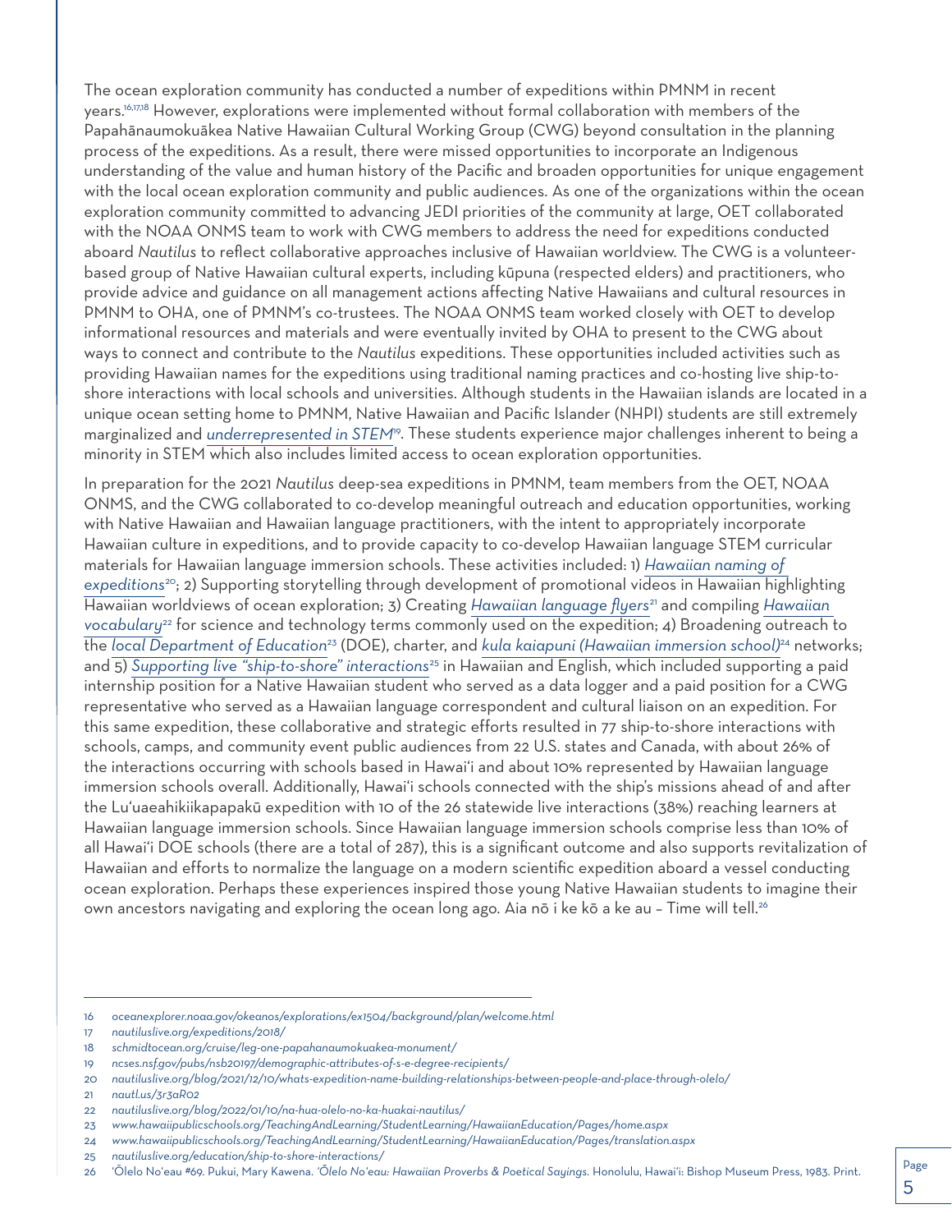The ocean exploration community has conducted a number of expeditions within PMNM in recent years.[16,17,18] However, explorations were implemented without formal collaboration with members of the Papahānaumokuākea Native Hawaiian Cultural Working Group (CWG) beyond consultation in the planning process of the expeditions. As a result, there were missed opportunities to incorporate an Indigenous understanding of the value and human history of the Pacific and broaden opportunities for unique engagement with the local ocean exploration community and public audiences. As one of the organizations within the ocean exploration community committed to advancing JEDI priorities of the community at large, OET collaborated with the NOAA ONMS team to work with CWG members to address the need for expeditions conducted aboard *Nautilus* to reflect collaborative approaches inclusive of Hawaiian worldview. The CWG is a volunteer-based group of Native Hawaiian cultural experts, including kūpuna (respected elders) and practitioners, who provide advice and guidance on all management actions affecting Native Hawaiians and cultural resources in PMNM to OHA, one of PMNM's co-trustees. The NOAA ONMS team worked closely with OET to develop informational resources and materials and were eventually invited by OHA to present to the CWG about ways to connect and contribute to the *Nautilus* expeditions. These opportunities included activities such as providing Hawaiian names for the expeditions using traditional naming practices and co-hosting live ship-to-shore interactions with local schools and universities. Although students in the Hawaiian islands are located in a unique ocean setting home to PMNM, Native Hawaiian and Pacific Islander (NHPI) students are still extremely marginalized and *underrepresented in STEM*[19]. These students experience major challenges inherent to being a minority in STEM which also includes limited access to ocean exploration opportunities.

In preparation for the 2021 *Nautilus* deep-sea expeditions in PMNM, team members from the OET, NOAA ONMS, and the CWG collaborated to co-develop meaningful outreach and education opportunities, working with Native Hawaiian and Hawaiian language practitioners, with the intent to appropriately incorporate Hawaiian culture in expeditions, and to provide capacity to co-develop Hawaiian language STEM curricular materials for Hawaiian language immersion schools. These activities included: 1) *Hawaiian naming of expeditions*[20]; 2) Supporting storytelling through development of promotional videos in Hawaiian highlighting Hawaiian worldviews of ocean exploration; 3) Creating *Hawaiian language flyers*[21] and compiling *Hawaiian vocabulary*[22] for science and technology terms commonly used on the expedition; 4) Broadening outreach to the *local Department of Education*[23] (DOE), charter, and *kula kaiapuni (Hawaiian immersion school)*[24] networks; and 5) *Supporting live "ship-to-shore" interactions*[25] in Hawaiian and English, which included supporting a paid internship position for a Native Hawaiian student who served as a data logger and a paid position for a CWG representative who served as a Hawaiian language correspondent and cultural liaison on an expedition. For this same expedition, these collaborative and strategic efforts resulted in 77 ship-to-shore interactions with schools, camps, and community event public audiences from 22 U.S. states and Canada, with about 26% of the interactions occurring with schools based in Hawaiʻi and about 10% represented by Hawaiian language immersion schools overall. Additionally, Hawaiʻi schools connected with the ship's missions ahead of and after the Luʻuaeahikiikapapakū expedition with 10 of the 26 statewide live interactions (38%) reaching learners at Hawaiian language immersion schools. Since Hawaiian language immersion schools comprise less than 10% of all Hawaiʻi DOE schools (there are a total of 287), this is a significant outcome and also supports revitalization of Hawaiian and efforts to normalize the language on a modern scientific expedition aboard a vessel conducting ocean exploration. Perhaps these experiences inspired those young Native Hawaiian students to imagine their own ancestors navigating and exploring the ocean long ago. Aia nō i ke kō a ke au – Time will tell.[26]

---

16 *oceanexplorer.noaa.gov/okeanos/explorations/ex1504/background/plan/welcome.html*

17 *nautiluslive.org/expeditions/2018/*

18 *schmidtocean.org/cruise/leg-one-papahanaumokuakea-monument/*

19 *ncses.nsf.gov/pubs/nsb20197/demographic-attributes-of-s-e-degree-recipients/*

20 *nautiluslive.org/blog/2021/12/10/whats-expedition-name-building-relationships-between-people-and-place-through-olelo/*

21 *nautl.us/3r3aR02*

22 *nautiluslive.org/blog/2022/01/10/na-hua-olelo-no-ka-huakai-nautilus/*

23 *www.hawaiipublicschools.org/TeachingAndLearning/StudentLearning/HawaiianEducation/Pages/home.aspx*

24 *www.hawaiipublicschools.org/TeachingAndLearning/StudentLearning/HawaiianEducation/Pages/translation.aspx*

25 *nautiluslive.org/education/ship-to-shore-interactions/*

26 ʻŌlelo Noʻeau #69. Pukui, Mary Kawena. *ʻŌlelo Noʻeau: Hawaiian Proverbs & Poetical Sayings.* Honolulu, Hawaiʻi: Bishop Museum Press, 1983. Print.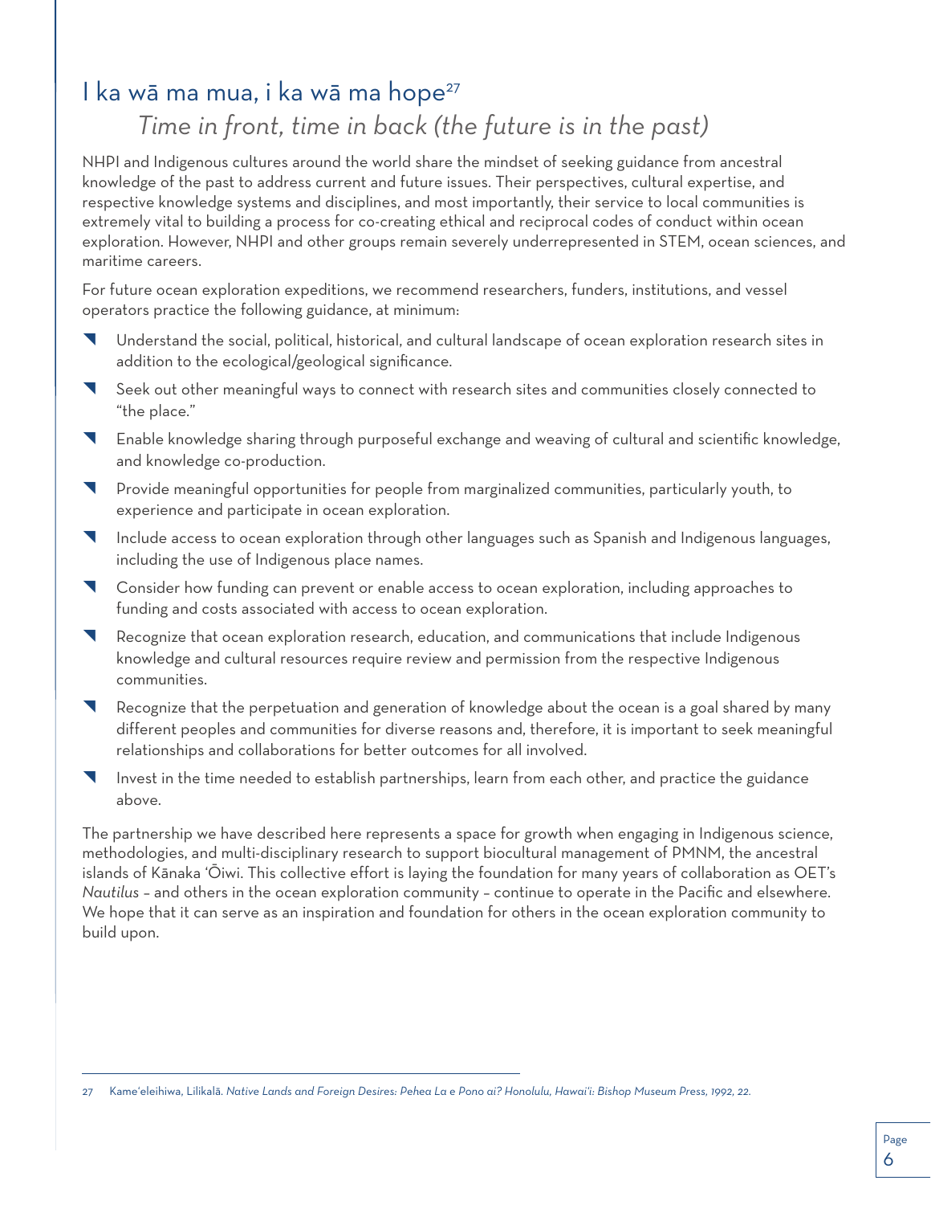## I ka wā ma mua, i ka wā ma hope[27]

### *Time in front, time in back (the future is in the past)*

NHPI and Indigenous cultures around the world share the mindset of seeking guidance from ancestral knowledge of the past to address current and future issues. Their perspectives, cultural expertise, and respective knowledge systems and disciplines, and most importantly, their service to local communities is extremely vital to building a process for co-creating ethical and reciprocal codes of conduct within ocean exploration. However, NHPI and other groups remain severely underrepresented in STEM, ocean sciences, and maritime careers.

For future ocean exploration expeditions, we recommend researchers, funders, institutions, and vessel operators practice the following guidance, at minimum:

- Understand the social, political, historical, and cultural landscape of ocean exploration research sites in addition to the ecological/geological significance.
- Seek out other meaningful ways to connect with research sites and communities closely connected to "the place."
- Enable knowledge sharing through purposeful exchange and weaving of cultural and scientific knowledge, and knowledge co-production.
- Provide meaningful opportunities for people from marginalized communities, particularly youth, to experience and participate in ocean exploration.
- Include access to ocean exploration through other languages such as Spanish and Indigenous languages, including the use of Indigenous place names.
- Consider how funding can prevent or enable access to ocean exploration, including approaches to funding and costs associated with access to ocean exploration.
- Recognize that ocean exploration research, education, and communications that include Indigenous knowledge and cultural resources require review and permission from the respective Indigenous communities.
- Recognize that the perpetuation and generation of knowledge about the ocean is a goal shared by many different peoples and communities for diverse reasons and, therefore, it is important to seek meaningful relationships and collaborations for better outcomes for all involved.
- Invest in the time needed to establish partnerships, learn from each other, and practice the guidance above.

The partnership we have described here represents a space for growth when engaging in Indigenous science, methodologies, and multi-disciplinary research to support biocultural management of PMNM, the ancestral islands of Kānaka ʻŌiwi. This collective effort is laying the foundation for many years of collaboration as OET's *Nautilus* – and others in the ocean exploration community – continue to operate in the Pacific and elsewhere. We hope that it can serve as an inspiration and foundation for others in the ocean exploration community to build upon.

---

27 Kameʻeleihiwa, Lilikalā. *Native Lands and Foreign Desires: Pehea La e Pono ai? Honolulu, Hawaiʻi: Bishop Museum Press, 1992, 22.*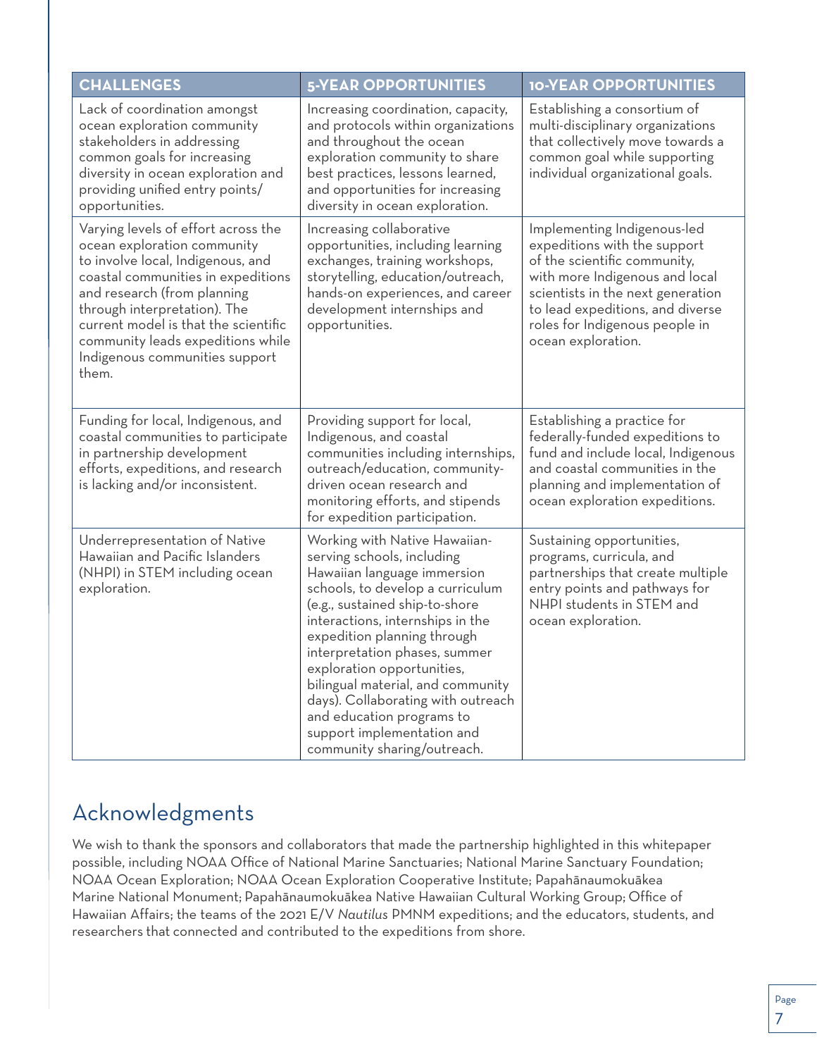| CHALLENGES | 5-YEAR OPPORTUNITIES | 10-YEAR OPPORTUNITIES |
|---|---|---|
| Lack of coordination amongst ocean exploration community stakeholders in addressing common goals for increasing diversity in ocean exploration and providing unified entry points/ opportunities. | Increasing coordination, capacity, and protocols within organizations and throughout the ocean exploration community to share best practices, lessons learned, and opportunities for increasing diversity in ocean exploration. | Establishing a consortium of multi-disciplinary organizations that collectively move towards a common goal while supporting individual organizational goals. |
| Varying levels of effort across the ocean exploration community to involve local, Indigenous, and coastal communities in expeditions and research (from planning through interpretation). The current model is that the scientific community leads expeditions while Indigenous communities support them. | Increasing collaborative opportunities, including learning exchanges, training workshops, storytelling, education/outreach, hands-on experiences, and career development internships and opportunities. | Implementing Indigenous-led expeditions with the support of the scientific community, with more Indigenous and local scientists in the next generation to lead expeditions, and diverse roles for Indigenous people in ocean exploration. |
| Funding for local, Indigenous, and coastal communities to participate in partnership development efforts, expeditions, and research is lacking and/or inconsistent. | Providing support for local, Indigenous, and coastal communities including internships, outreach/education, community-driven ocean research and monitoring efforts, and stipends for expedition participation. | Establishing a practice for federally-funded expeditions to fund and include local, Indigenous and coastal communities in the planning and implementation of ocean exploration expeditions. |
| Underrepresentation of Native Hawaiian and Pacific Islanders (NHPI) in STEM including ocean exploration. | Working with Native Hawaiian-serving schools, including Hawaiian language immersion schools, to develop a curriculum (e.g., sustained ship-to-shore interactions, internships in the expedition planning through interpretation phases, summer exploration opportunities, bilingual material, and community days). Collaborating with outreach and education programs to support implementation and community sharing/outreach. | Sustaining opportunities, programs, curricula, and partnerships that create multiple entry points and pathways for NHPI students in STEM and ocean exploration. |

## Acknowledgments

We wish to thank the sponsors and collaborators that made the partnership highlighted in this whitepaper possible, including NOAA Office of National Marine Sanctuaries; National Marine Sanctuary Foundation; NOAA Ocean Exploration; NOAA Ocean Exploration Cooperative Institute; Papahānaumokuākea Marine National Monument; Papahānaumokuākea Native Hawaiian Cultural Working Group; Office of Hawaiian Affairs; the teams of the 2021 E/V *Nautilus* PMNM expeditions; and the educators, students, and researchers that connected and contributed to the expeditions from shore.